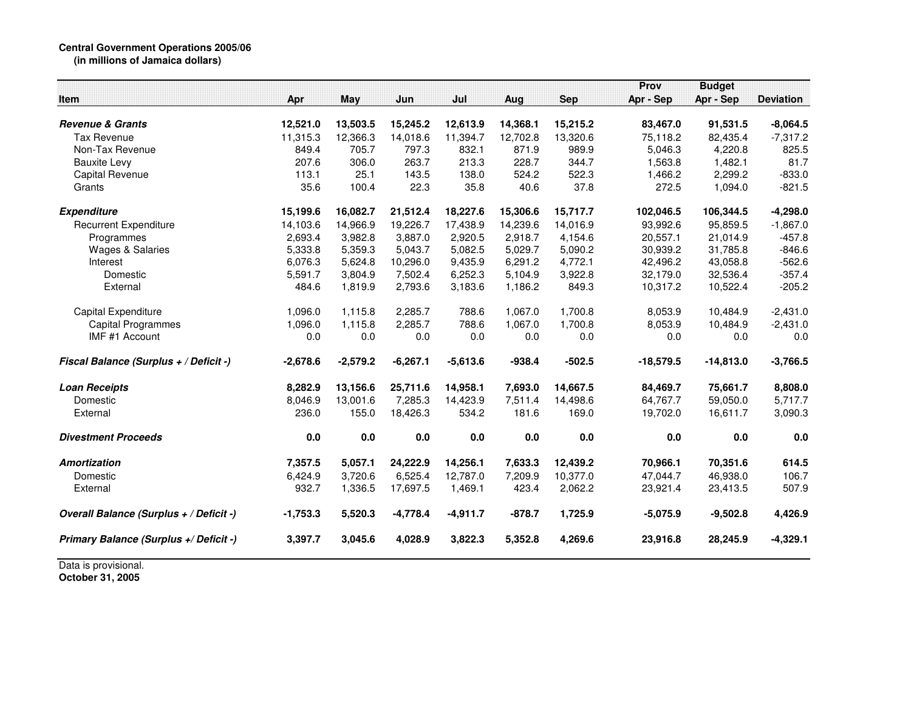**Central Government Operations 2005/06**
**(in millions of Jamaica dollars)**

| Item | Apr | May | Jun | Jul | Aug | Sep | Prov Apr - Sep | Budget Apr - Sep | Deviation |
|---|---|---|---|---|---|---|---|---|---|
| ***Revenue & Grants*** | **12,521.0** | **13,503.5** | **15,245.2** | **12,613.9** | **14,368.1** | **15,215.2** | **83,467.0** | **91,531.5** | **-8,064.5** |
| Tax Revenue | 11,315.3 | 12,366.3 | 14,018.6 | 11,394.7 | 12,702.8 | 13,320.6 | 75,118.2 | 82,435.4 | -7,317.2 |
| Non-Tax Revenue | 849.4 | 705.7 | 797.3 | 832.1 | 871.9 | 989.9 | 5,046.3 | 4,220.8 | 825.5 |
| Bauxite Levy | 207.6 | 306.0 | 263.7 | 213.3 | 228.7 | 344.7 | 1,563.8 | 1,482.1 | 81.7 |
| Capital Revenue | 113.1 | 25.1 | 143.5 | 138.0 | 524.2 | 522.3 | 1,466.2 | 2,299.2 | -833.0 |
| Grants | 35.6 | 100.4 | 22.3 | 35.8 | 40.6 | 37.8 | 272.5 | 1,094.0 | -821.5 |
| ***Expenditure*** | **15,199.6** | **16,082.7** | **21,512.4** | **18,227.6** | **15,306.6** | **15,717.7** | **102,046.5** | **106,344.5** | **-4,298.0** |
| Recurrent Expenditure | 14,103.6 | 14,966.9 | 19,226.7 | 17,438.9 | 14,239.6 | 14,016.9 | 93,992.6 | 95,859.5 | -1,867.0 |
| Programmes | 2,693.4 | 3,982.8 | 3,887.0 | 2,920.5 | 2,918.7 | 4,154.6 | 20,557.1 | 21,014.9 | -457.8 |
| Wages & Salaries | 5,333.8 | 5,359.3 | 5,043.7 | 5,082.5 | 5,029.7 | 5,090.2 | 30,939.2 | 31,785.8 | -846.6 |
| Interest | 6,076.3 | 5,624.8 | 10,296.0 | 9,435.9 | 6,291.2 | 4,772.1 | 42,496.2 | 43,058.8 | -562.6 |
| Domestic | 5,591.7 | 3,804.9 | 7,502.4 | 6,252.3 | 5,104.9 | 3,922.8 | 32,179.0 | 32,536.4 | -357.4 |
| External | 484.6 | 1,819.9 | 2,793.6 | 3,183.6 | 1,186.2 | 849.3 | 10,317.2 | 10,522.4 | -205.2 |
| Capital Expenditure | 1,096.0 | 1,115.8 | 2,285.7 | 788.6 | 1,067.0 | 1,700.8 | 8,053.9 | 10,484.9 | -2,431.0 |
| Capital Programmes | 1,096.0 | 1,115.8 | 2,285.7 | 788.6 | 1,067.0 | 1,700.8 | 8,053.9 | 10,484.9 | -2,431.0 |
| IMF #1 Account | 0.0 | 0.0 | 0.0 | 0.0 | 0.0 | 0.0 | 0.0 | 0.0 | 0.0 |
| ***Fiscal Balance (Surplus + / Deficit -)*** | **-2,678.6** | **-2,579.2** | **-6,267.1** | **-5,613.6** | **-938.4** | **-502.5** | **-18,579.5** | **-14,813.0** | **-3,766.5** |
| ***Loan Receipts*** | **8,282.9** | **13,156.6** | **25,711.6** | **14,958.1** | **7,693.0** | **14,667.5** | **84,469.7** | **75,661.7** | **8,808.0** |
| Domestic | 8,046.9 | 13,001.6 | 7,285.3 | 14,423.9 | 7,511.4 | 14,498.6 | 64,767.7 | 59,050.0 | 5,717.7 |
| External | 236.0 | 155.0 | 18,426.3 | 534.2 | 181.6 | 169.0 | 19,702.0 | 16,611.7 | 3,090.3 |
| ***Divestment Proceeds*** | **0.0** | **0.0** | **0.0** | **0.0** | **0.0** | **0.0** | **0.0** | **0.0** | **0.0** |
| ***Amortization*** | **7,357.5** | **5,057.1** | **24,222.9** | **14,256.1** | **7,633.3** | **12,439.2** | **70,966.1** | **70,351.6** | **614.5** |
| Domestic | 6,424.9 | 3,720.6 | 6,525.4 | 12,787.0 | 7,209.9 | 10,377.0 | 47,044.7 | 46,938.0 | 106.7 |
| External | 932.7 | 1,336.5 | 17,697.5 | 1,469.1 | 423.4 | 2,062.2 | 23,921.4 | 23,413.5 | 507.9 |
| ***Overall Balance (Surplus + / Deficit -)*** | **-1,753.3** | **5,520.3** | **-4,778.4** | **-4,911.7** | **-878.7** | **1,725.9** | **-5,075.9** | **-9,502.8** | **4,426.9** |
| ***Primary Balance (Surplus +/ Deficit -)*** | **3,397.7** | **3,045.6** | **4,028.9** | **3,822.3** | **5,352.8** | **4,269.6** | **23,916.8** | **28,245.9** | **-4,329.1** |

Data is provisional.
**October 31, 2005**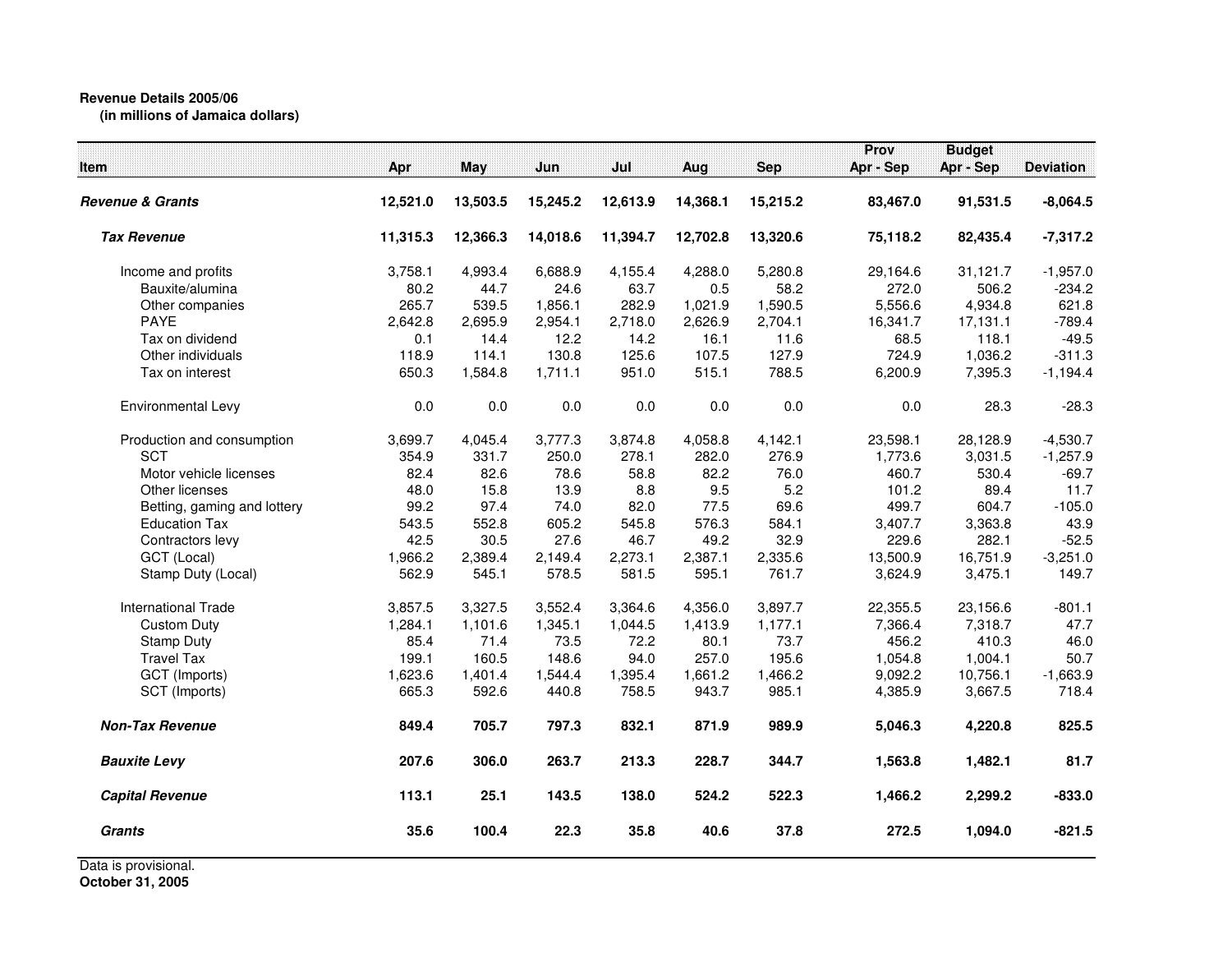**Revenue Details 2005/06**
**(in millions of Jamaica dollars)**

| Item | Apr | May | Jun | Jul | Aug | Sep | Prov Apr - Sep | Budget Apr - Sep | Deviation |
|---|---|---|---|---|---|---|---|---|---|
| ***Revenue & Grants*** | **12,521.0** | **13,503.5** | **15,245.2** | **12,613.9** | **14,368.1** | **15,215.2** | **83,467.0** | **91,531.5** | **-8,064.5** |
| ***Tax Revenue*** | **11,315.3** | **12,366.3** | **14,018.6** | **11,394.7** | **12,702.8** | **13,320.6** | **75,118.2** | **82,435.4** | **-7,317.2** |
| Income and profits | 3,758.1 | 4,993.4 | 6,688.9 | 4,155.4 | 4,288.0 | 5,280.8 | 29,164.6 | 31,121.7 | -1,957.0 |
| Bauxite/alumina | 80.2 | 44.7 | 24.6 | 63.7 | 0.5 | 58.2 | 272.0 | 506.2 | -234.2 |
| Other companies | 265.7 | 539.5 | 1,856.1 | 282.9 | 1,021.9 | 1,590.5 | 5,556.6 | 4,934.8 | 621.8 |
| PAYE | 2,642.8 | 2,695.9 | 2,954.1 | 2,718.0 | 2,626.9 | 2,704.1 | 16,341.7 | 17,131.1 | -789.4 |
| Tax on dividend | 0.1 | 14.4 | 12.2 | 14.2 | 16.1 | 11.6 | 68.5 | 118.1 | -49.5 |
| Other individuals | 118.9 | 114.1 | 130.8 | 125.6 | 107.5 | 127.9 | 724.9 | 1,036.2 | -311.3 |
| Tax on interest | 650.3 | 1,584.8 | 1,711.1 | 951.0 | 515.1 | 788.5 | 6,200.9 | 7,395.3 | -1,194.4 |
| Environmental Levy | 0.0 | 0.0 | 0.0 | 0.0 | 0.0 | 0.0 | 0.0 | 28.3 | -28.3 |
| Production and consumption | 3,699.7 | 4,045.4 | 3,777.3 | 3,874.8 | 4,058.8 | 4,142.1 | 23,598.1 | 28,128.9 | -4,530.7 |
| SCT | 354.9 | 331.7 | 250.0 | 278.1 | 282.0 | 276.9 | 1,773.6 | 3,031.5 | -1,257.9 |
| Motor vehicle licenses | 82.4 | 82.6 | 78.6 | 58.8 | 82.2 | 76.0 | 460.7 | 530.4 | -69.7 |
| Other licenses | 48.0 | 15.8 | 13.9 | 8.8 | 9.5 | 5.2 | 101.2 | 89.4 | 11.7 |
| Betting, gaming and lottery | 99.2 | 97.4 | 74.0 | 82.0 | 77.5 | 69.6 | 499.7 | 604.7 | -105.0 |
| Education Tax | 543.5 | 552.8 | 605.2 | 545.8 | 576.3 | 584.1 | 3,407.7 | 3,363.8 | 43.9 |
| Contractors levy | 42.5 | 30.5 | 27.6 | 46.7 | 49.2 | 32.9 | 229.6 | 282.1 | -52.5 |
| GCT (Local) | 1,966.2 | 2,389.4 | 2,149.4 | 2,273.1 | 2,387.1 | 2,335.6 | 13,500.9 | 16,751.9 | -3,251.0 |
| Stamp Duty (Local) | 562.9 | 545.1 | 578.5 | 581.5 | 595.1 | 761.7 | 3,624.9 | 3,475.1 | 149.7 |
| International Trade | 3,857.5 | 3,327.5 | 3,552.4 | 3,364.6 | 4,356.0 | 3,897.7 | 22,355.5 | 23,156.6 | -801.1 |
| Custom Duty | 1,284.1 | 1,101.6 | 1,345.1 | 1,044.5 | 1,413.9 | 1,177.1 | 7,366.4 | 7,318.7 | 47.7 |
| Stamp Duty | 85.4 | 71.4 | 73.5 | 72.2 | 80.1 | 73.7 | 456.2 | 410.3 | 46.0 |
| Travel Tax | 199.1 | 160.5 | 148.6 | 94.0 | 257.0 | 195.6 | 1,054.8 | 1,004.1 | 50.7 |
| GCT (Imports) | 1,623.6 | 1,401.4 | 1,544.4 | 1,395.4 | 1,661.2 | 1,466.2 | 9,092.2 | 10,756.1 | -1,663.9 |
| SCT (Imports) | 665.3 | 592.6 | 440.8 | 758.5 | 943.7 | 985.1 | 4,385.9 | 3,667.5 | 718.4 |
| ***Non-Tax Revenue*** | **849.4** | **705.7** | **797.3** | **832.1** | **871.9** | **989.9** | **5,046.3** | **4,220.8** | **825.5** |
| ***Bauxite Levy*** | **207.6** | **306.0** | **263.7** | **213.3** | **228.7** | **344.7** | **1,563.8** | **1,482.1** | **81.7** |
| ***Capital Revenue*** | **113.1** | **25.1** | **143.5** | **138.0** | **524.2** | **522.3** | **1,466.2** | **2,299.2** | **-833.0** |
| ***Grants*** | **35.6** | **100.4** | **22.3** | **35.8** | **40.6** | **37.8** | **272.5** | **1,094.0** | **-821.5** |

Data is provisional.
**October 31, 2005**